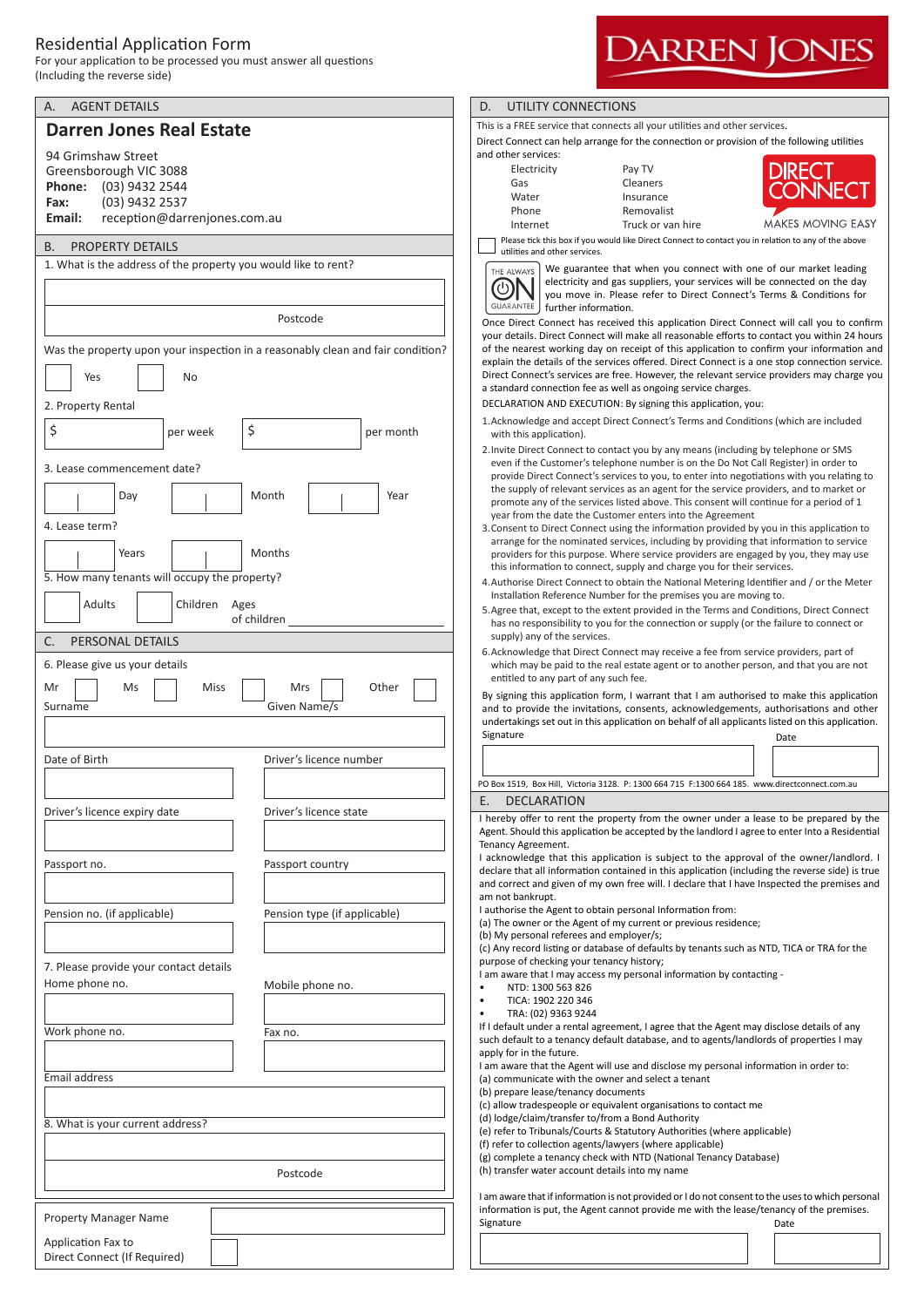# Residential Application Form

For your application to be processed you must answer all questions (Including the reverse side)

DARREN JONES

## A. AGENT DETAILS

**Darren Jones Real Estate**

94 Grimshaw Street
Greensborough VIC 3088
**Phone:** (03) 9432 2544
**Fax:** (03) 9432 2537
**Email:** reception@darrenjones.com.au

## B. PROPERTY DETAILS

1. What is the address of the property you would like to rent?

Postcode

Was the property upon your inspection in a reasonably clean and fair condition?

Yes ☐ No ☐

2. Property Rental

$ per week $ per month

3. Lease commencement date?

Day Month Year

4. Lease term?

Years Months

5. How many tenants will occupy the property?

Adults Children Ages of children

## C. PERSONAL DETAILS

6. Please give us your details

Mr ☐ Ms ☐ Miss ☐ Mrs ☐ Other ☐

Surname

Given Name/s

Date of Birth

Driver's licence number

Driver's licence expiry date

Driver's licence state

Passport no.

Passport country

Pension no. (if applicable)

Pension type (if applicable)

7. Please provide your contact details

Home phone no.

Mobile phone no.

Work phone no.

Fax no.

Email address

8. What is your current address?

Postcode

Property Manager Name

Application Fax to Direct Connect (If Required) ☐

## D. UTILITY CONNECTIONS

This is a FREE service that connects all your utilities and other services.

Direct Connect can help arrange for the connection or provision of the following utilities and other services:

| | |
|---|---|
| Electricity | Pay TV |
| Gas | Cleaners |
| Water | Insurance |
| Phone | Removalist |
| Internet | Truck or van hire |

DIRECT CONNECT — MAKES MOVING EASY

☐ Please tick this box if you would like Direct Connect to contact you in relation to any of the above utilities and other services.

THE ALWAYS ON GUARANTEE

We guarantee that when you connect with one of our market leading electricity and gas suppliers, your services will be connected on the day you move in. Please refer to Direct Connect's Terms & Conditions for further information.

Once Direct Connect has received this application Direct Connect will call you to confirm your details. Direct Connect will make all reasonable efforts to contact you within 24 hours of the nearest working day on receipt of this application to confirm your information and explain the details of the services offered. Direct Connect is a one stop connection service. Direct Connect's services are free. However, the relevant service providers may charge you a standard connection fee as well as ongoing service charges.

DECLARATION AND EXECUTION: By signing this application, you:

1. Acknowledge and accept Direct Connect's Terms and Conditions (which are included with this application).
2. Invite Direct Connect to contact you by any means (including by telephone or SMS even if the Customer's telephone number is on the Do Not Call Register) in order to provide Direct Connect's services to you, to enter into negotiations with you relating to the supply of relevant services as an agent for the service providers, and to market or promote any of the services listed above. This consent will continue for a period of 1 year from the date the Customer enters into the Agreement
3. Consent to Direct Connect using the information provided by you in this application to arrange for the nominated services, including by providing that information to service providers for this purpose. Where service providers are engaged by you, they may use this information to connect, supply and charge you for their services.
4. Authorise Direct Connect to obtain the National Metering Identifier and / or the Meter Installation Reference Number for the premises you are moving to.
5. Agree that, except to the extent provided in the Terms and Conditions, Direct Connect has no responsibility to you for the connection or supply (or the failure to connect or supply) any of the services.
6. Acknowledge that Direct Connect may receive a fee from service providers, part of which may be paid to the real estate agent or to another person, and that you are not entitled to any part of any such fee.

By signing this application form, I warrant that I am authorised to make this application and to provide the invitations, consents, acknowledgements, authorisations and other undertakings set out in this application on behalf of all applicants listed on this application.

Signature Date

PO Box 1519, Box Hill, Victoria 3128. P: 1300 664 715 F:1300 664 185. www.directconnect.com.au

## E. DECLARATION

I hereby offer to rent the property from the owner under a lease to be prepared by the Agent. Should this application be accepted by the landlord I agree to enter Into a Residential Tenancy Agreement.

I acknowledge that this application is subject to the approval of the owner/landlord. I declare that all information contained in this application (including the reverse side) is true and correct and given of my own free will. I declare that I have Inspected the premises and am not bankrupt.

I authorise the Agent to obtain personal Information from:

(a) The owner or the Agent of my current or previous residence;
(b) My personal referees and employer/s;
(c) Any record listing or database of defaults by tenants such as NTD, TICA or TRA for the purpose of checking your tenancy history;

I am aware that I may access my personal information by contacting -

- NTD: 1300 563 826
- TICA: 1902 220 346
- TRA: (02) 9363 9244

If I default under a rental agreement, I agree that the Agent may disclose details of any such default to a tenancy default database, and to agents/landlords of properties I may apply for in the future.

I am aware that the Agent will use and disclose my personal information in order to:

(a) communicate with the owner and select a tenant
(b) prepare lease/tenancy documents
(c) allow tradespeople or equivalent organisations to contact me
(d) lodge/claim/transfer to/from a Bond Authority
(e) refer to Tribunals/Courts & Statutory Authorities (where applicable)
(f) refer to collection agents/lawyers (where applicable)
(g) complete a tenancy check with NTD (National Tenancy Database)
(h) transfer water account details into my name

I am aware that if information is not provided or I do not consent to the uses to which personal information is put, the Agent cannot provide me with the lease/tenancy of the premises.

Signature Date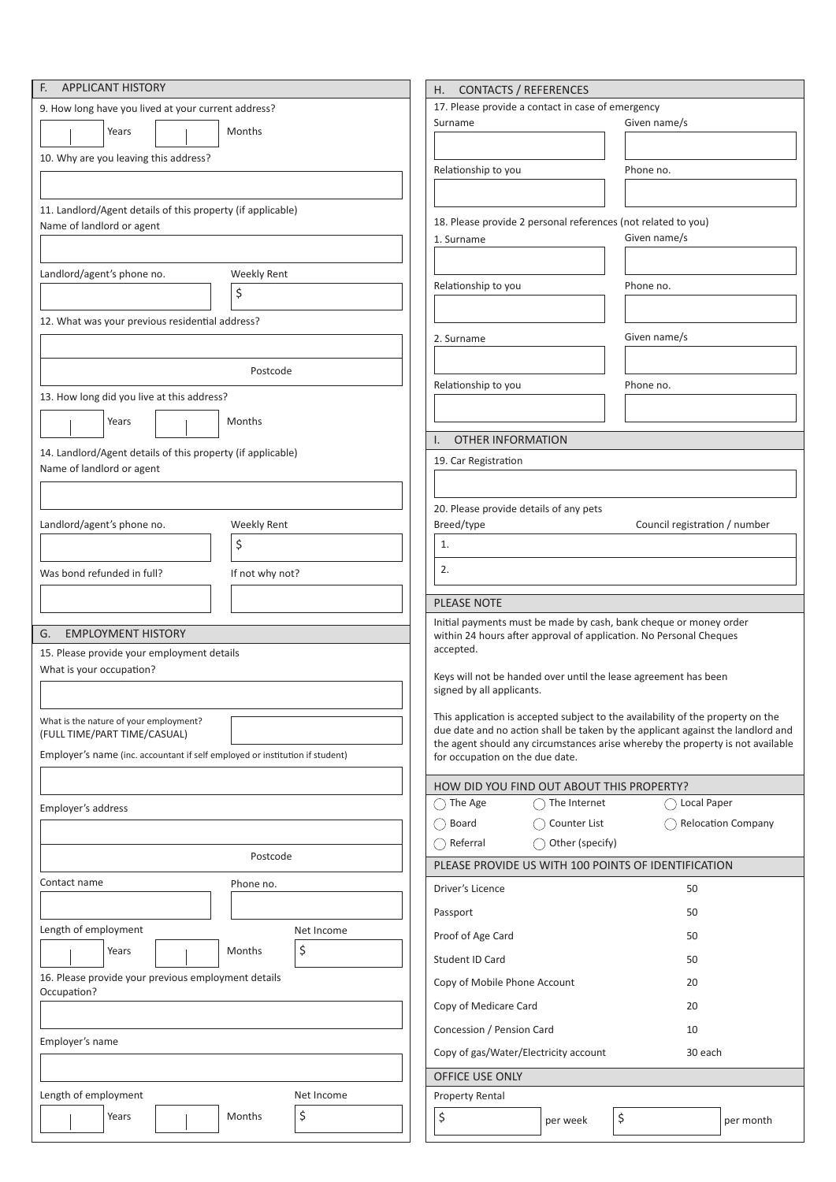## F. APPLICANT HISTORY

9. How long have you lived at your current address?

Years Months

10. Why are you leaving this address?

11. Landlord/Agent details of this property (if applicable)

Name of landlord or agent

Landlord/agent's phone no. Weekly Rent $

12. What was your previous residential address?

Postcode

13. How long did you live at this address?

Years Months

14. Landlord/Agent details of this property (if applicable)

Name of landlord or agent

Landlord/agent's phone no. Weekly Rent $

Was bond refunded in full? If not why not?

## G. EMPLOYMENT HISTORY

15. Please provide your employment details

What is your occupation?

What is the nature of your employment? (FULL TIME/PART TIME/CASUAL)

Employer's name (inc. accountant if self employed or institution if student)

Employer's address

Postcode

Contact name Phone no.

Length of employment Years Months Net Income $

16. Please provide your previous employment details

Occupation?

Employer's name

Length of employment Years Months Net Income $

## H. CONTACTS / REFERENCES

17. Please provide a contact in case of emergency

Surname Given name/s

Relationship to you Phone no.

18. Please provide 2 personal references (not related to you)

1. Surname Given name/s

Relationship to you Phone no.

2. Surname Given name/s

Relationship to you Phone no.

## I. OTHER INFORMATION

19. Car Registration

20. Please provide details of any pets

| Breed/type | Council registration / number |
|---|---|
| 1. | |
| 2. | |

## PLEASE NOTE

Initial payments must be made by cash, bank cheque or money order within 24 hours after approval of application. No Personal Cheques accepted.

Keys will not be handed over until the lease agreement has been signed by all applicants.

This application is accepted subject to the availability of the property on the due date and no action shall be taken by the applicant against the landlord and the agent should any circumstances arise whereby the property is not available for occupation on the due date.

## HOW DID YOU FIND OUT ABOUT THIS PROPERTY?

◯ The Age ◯ The Internet ◯ Local Paper

◯ Board ◯ Counter List ◯ Relocation Company

◯ Referral ◯ Other (specify)

## PLEASE PROVIDE US WITH 100 POINTS OF IDENTIFICATION

| | |
|---|---|
| Driver's Licence | 50 |
| Passport | 50 |
| Proof of Age Card | 50 |
| Student ID Card | 50 |
| Copy of Mobile Phone Account | 20 |
| Copy of Medicare Card | 20 |
| Concession / Pension Card | 10 |
| Copy of gas/Water/Electricity account | 30 each |

## OFFICE USE ONLY

Property Rental

$ per week $ per month